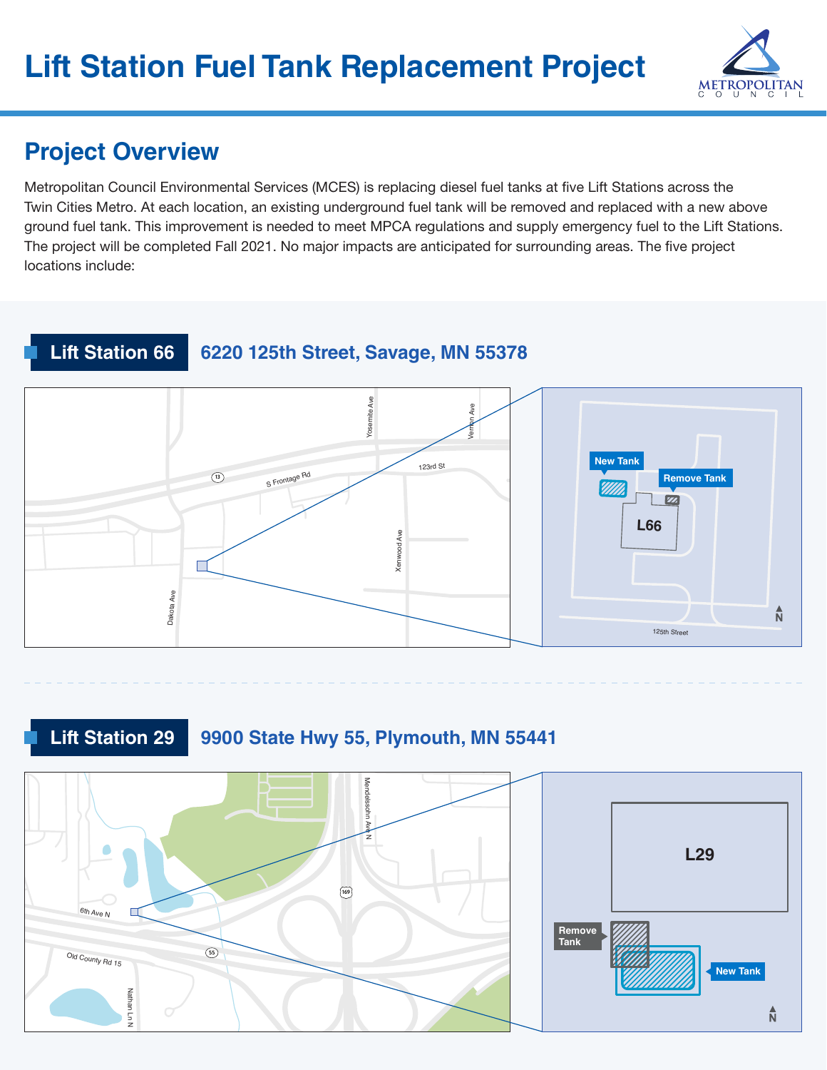# Lift Station Fuel Tank Replacement Project

## Project Overview

Metropolitan Council Environmental Services (MCES) is replacing diesel fuel tanks at five Lift Stations across the Twin Cities Metro. At each location, an existing underground fuel tank will be removed and replaced with a new above ground fuel tank. This improvement is needed to meet MPCA regulations and supply emergency fuel to the Lift Stations. The project will be completed Fall 2021. No major impacts are anticipated for surrounding areas. The five project locations include:

## Lift Station 66

**6220 125th Street, Savage, MN 55378**

13
S Frontage Rd
Yosemite Ave
Vernon Ave
123rd St
Xenwood Ave
Dakota Ave

New Tank
Remove Tank
L66
125th Street
N

## Lift Station 29

**9900 State Hwy 55, Plymouth, MN 55441**

Mendelssohn Ave N
169
6th Ave N
55
Old County Rd 15
Nathan Ln N

L29
Remove Tank
New Tank
N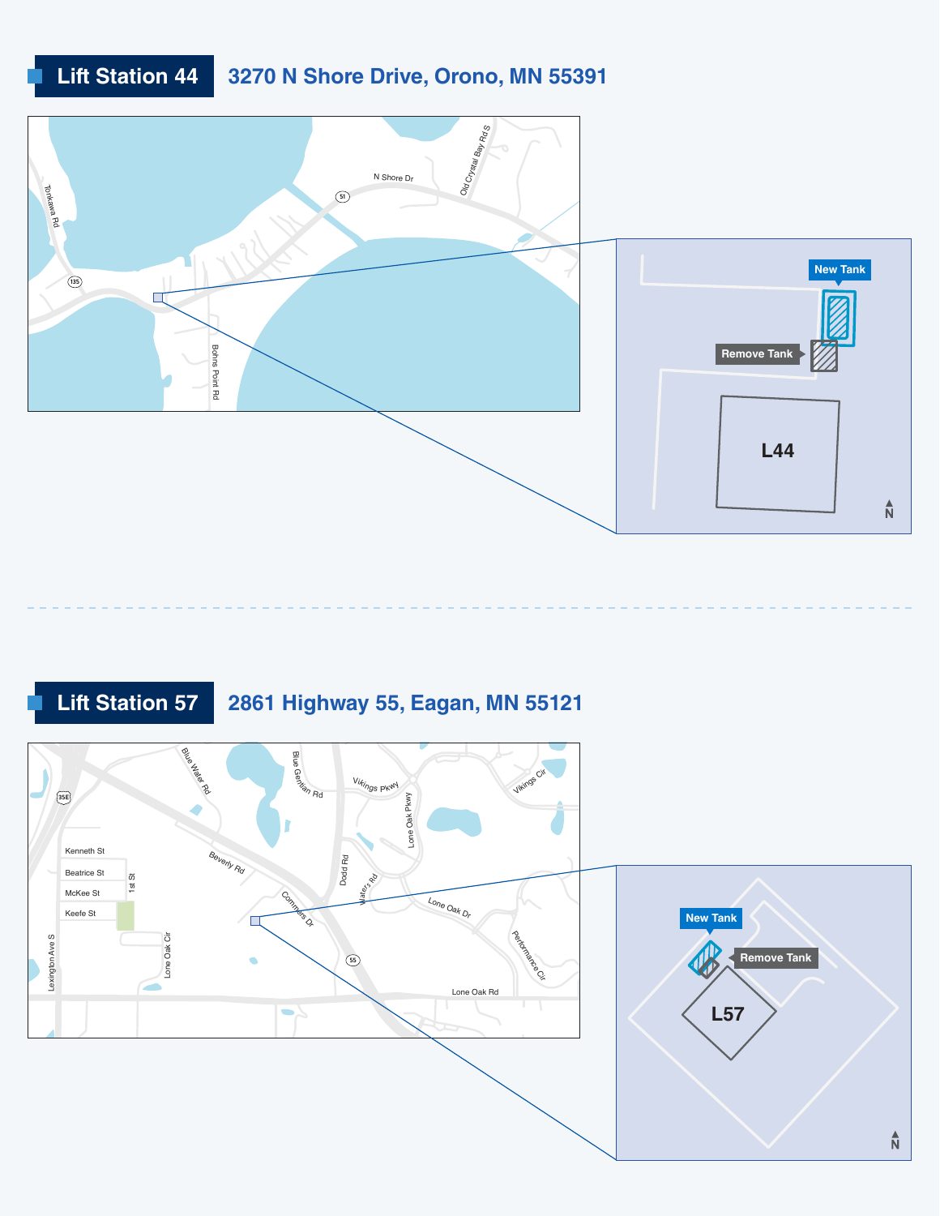## Lift Station 44 3270 N Shore Drive, Orono, MN 55391

Tonkawa Rd
N Shore Dr
Old Crystal Bay Rd S
51
135
Bohns Point Rd

New Tank
Remove Tank
L44
N

## Lift Station 57 2861 Highway 55, Eagan, MN 55121

35E
Blue Water Rd
Blue Gentian Rd
Vikings Pkwy
Vikings Cir
Lone Oak Pkwy
Kenneth St
Beatrice St
McKee St
Keefe St
1st St
Beverly Rd
Dodd Rd
Waters Rd
Commers Dr
Lone Oak Dr
Performance Cir
Lone Oak Cir
55
Lexington Ave S
Lone Oak Rd

New Tank
Remove Tank
L57
N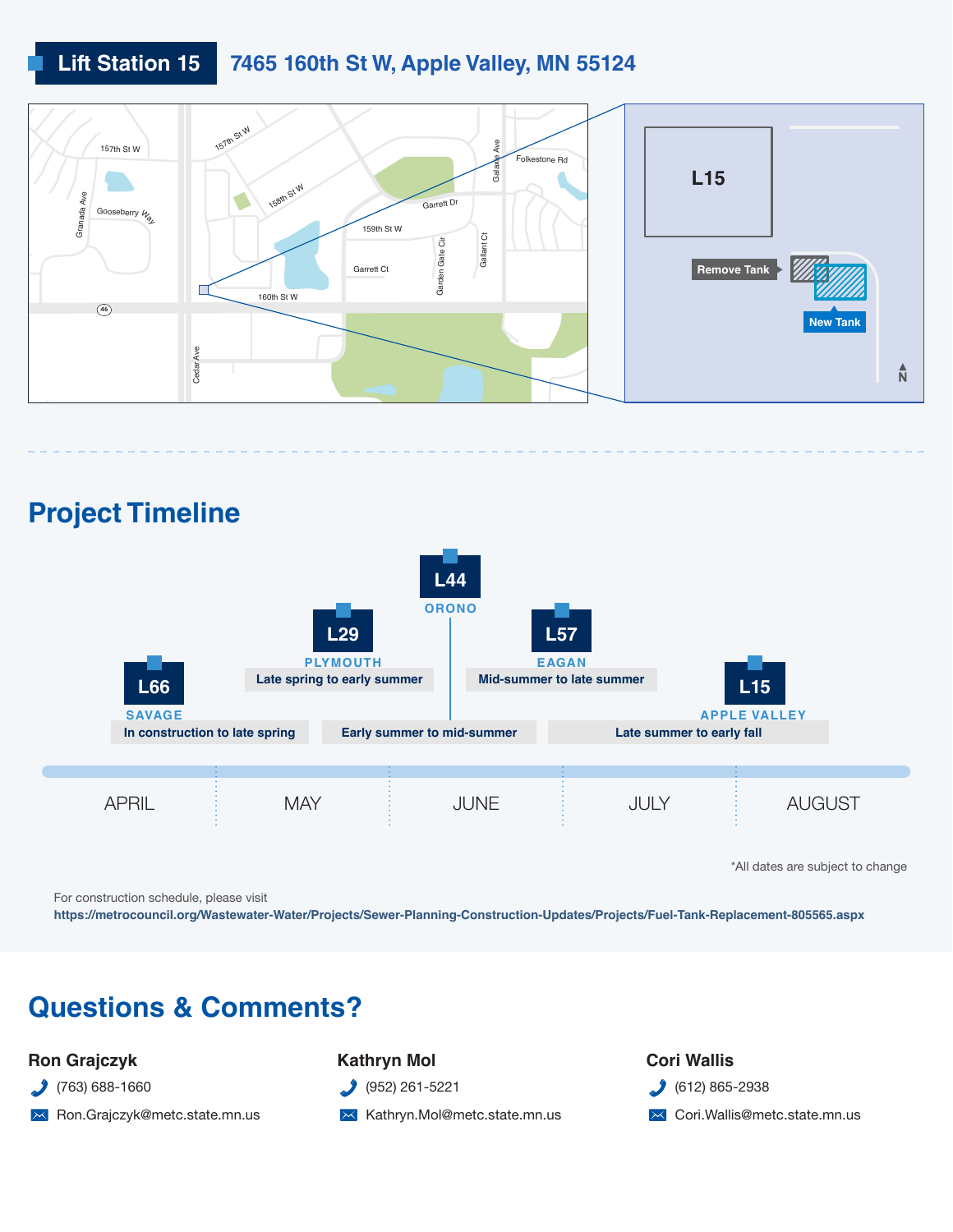## Lift Station 15

**7465 160th St W, Apple Valley, MN 55124**

157th St W
157th St W
158th St W
Gooseberry Way
Granada Ave
Galaxie Ave
Folkestone Rd
Garrett Dr
159th St W
Garrett Ct
Garden Gate Cir
Gallant Ct
160th St W
46
Cedar Ave

L15
Remove Tank
New Tank
N

## Project Timeline

L44
ORONO
Early summer to mid-summer

L29
PLYMOUTH
Late spring to early summer

L57
EAGAN
Mid-summer to late summer

L66
SAVAGE
In construction to late spring

L15
APPLE VALLEY
Late summer to early fall

APRIL
MAY
JUNE
JULY
AUGUST

*All dates are subject to change

For construction schedule, please visit
**https://metrocouncil.org/Wastewater-Water/Projects/Sewer-Planning-Construction-Updates/Projects/Fuel-Tank-Replacement-805565.aspx**

## Questions & Comments?

**Ron Grajczyk**
(763) 688-1660
Ron.Grajczyk@metc.state.mn.us

**Kathryn Mol**
(952) 261-5221
Kathryn.Mol@metc.state.mn.us

**Cori Wallis**
(612) 865-2938
Cori.Wallis@metc.state.mn.us